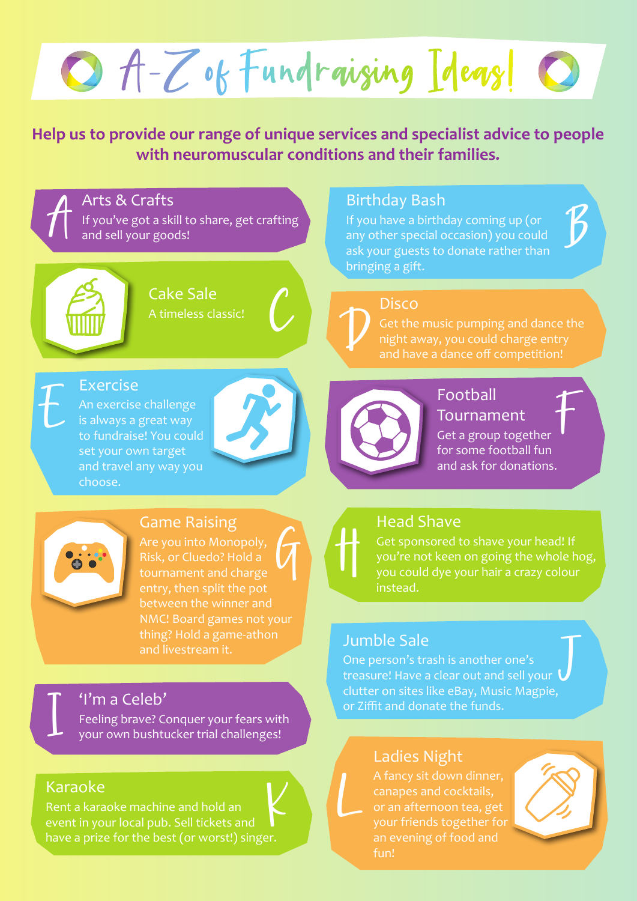# A-Z of Fundraising Ideas!

**Help us to provide our range of unique services and specialist advice to people with neuromuscular conditions and their families.**

## A — Arts & Crafts

If you've got a skill to share, get crafting and sell your goods!

## B — Birthday Bash

If you have a birthday coming up (or any other special occasion) you could ask your guests to donate rather than bringing a gift.

## C — Cake Sale

A timeless classic!

## D — Disco

Get the music pumping and dance the night away, you could charge entry and have a dance off competition!

## E — Exercise

An exercise challenge is always a great way to fundraise! You could set your own target and travel any way you choose.

## F — Football Tournament

Get a group together for some football fun and ask for donations.

## G — Game Raising

Are you into Monopoly, Risk, or Cluedo? Hold a tournament and charge entry, then split the pot between the winner and NMC! Board games not your thing? Hold a game-athon and livestream it.

## H — Head Shave

Get sponsored to shave your head! If you're not keen on going the whole hog, you could dye your hair a crazy colour instead.

## I — 'I'm a Celeb'

Feeling brave? Conquer your fears with your own bushtucker trial challenges!

## J — Jumble Sale

One person's trash is another one's treasure! Have a clear out and sell your clutter on sites like eBay, Music Magpie, or Ziffit and donate the funds.

## K — Karaoke

Rent a karaoke machine and hold an event in your local pub. Sell tickets and have a prize for the best (or worst!) singer.

## L — Ladies Night

A fancy sit down dinner, canapes and cocktails, or an afternoon tea, get your friends together for an evening of food and fun!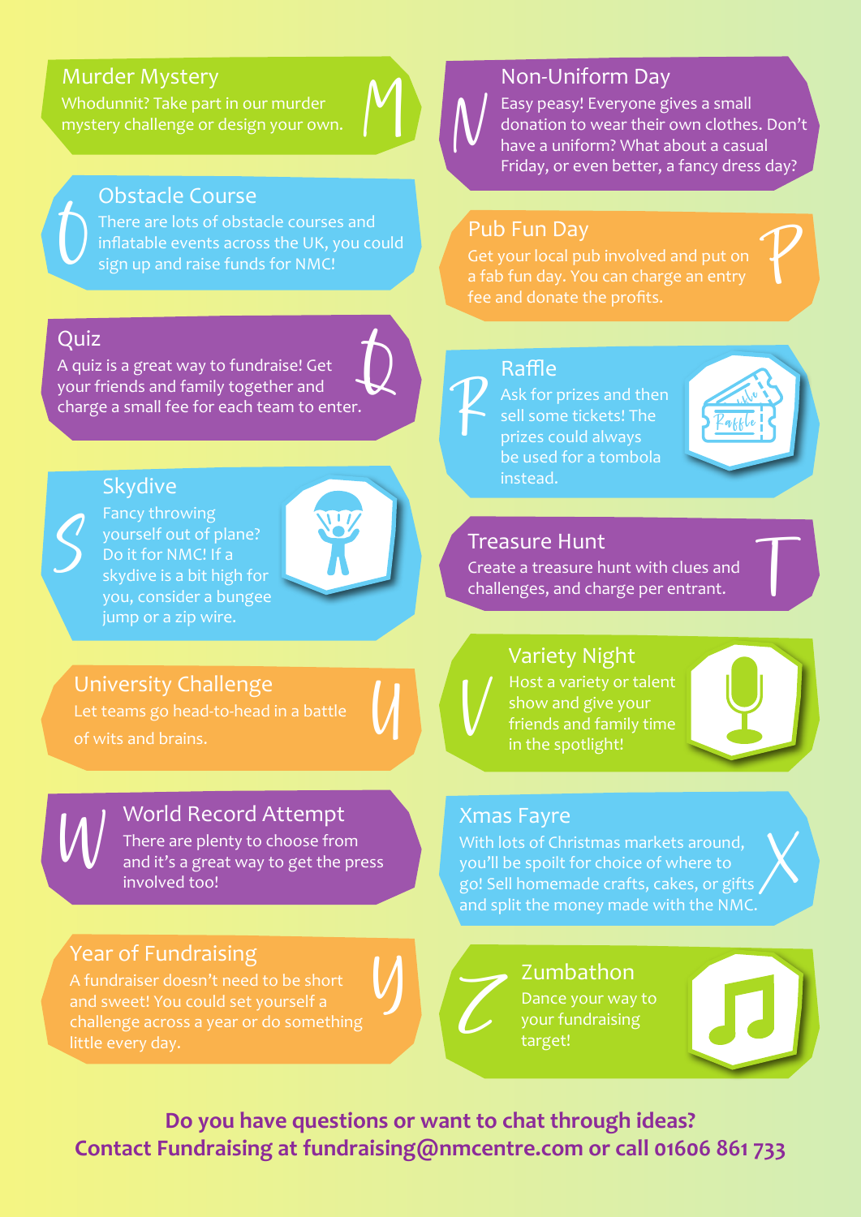## Murder Mystery

Whodunnit? Take part in our murder mystery challenge or design your own.

## Obstacle Course

There are lots of obstacle courses and inflatable events across the UK, you could sign up and raise funds for NMC!

## Quiz

A quiz is a great way to fundraise! Get your friends and family together and charge a small fee for each team to enter.

## Skydive

Fancy throwing yourself out of plane? Do it for NMC! If a skydive is a bit high for you, consider a bungee jump or a zip wire.

## University Challenge

Let teams go head-to-head in a battle of wits and brains.

## World Record Attempt

There are plenty to choose from and it's a great way to get the press involved too!

## Year of Fundraising

A fundraiser doesn't need to be short and sweet! You could set yourself a challenge across a year or do something little every day.

## Non-Uniform Day

Easy peasy! Everyone gives a small donation to wear their own clothes. Don't have a uniform? What about a casual Friday, or even better, a fancy dress day?

## Pub Fun Day

Get your local pub involved and put on a fab fun day. You can charge an entry fee and donate the profits.

## Raffle

Ask for prizes and then sell some tickets! The prizes could always be used for a tombola instead.

## Treasure Hunt

Create a treasure hunt with clues and challenges, and charge per entrant.

## Variety Night

Host a variety or talent show and give your friends and family time in the spotlight!

## Xmas Fayre

With lots of Christmas markets around, you'll be spoilt for choice of where to go! Sell homemade crafts, cakes, or gifts and split the money made with the NMC.

## Zumbathon

Dance your way to your fundraising target!

**Do you have questions or want to chat through ideas?**
**Contact Fundraising at fundraising@nmcentre.com or call 01606 861 733**